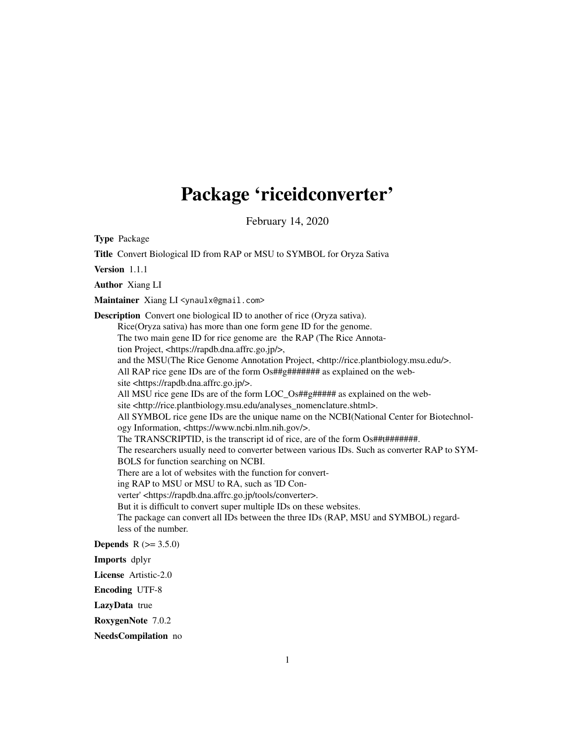# Package 'riceidconverter'

February 14, 2020

**Type** Package

**Title** Convert Biological ID from RAP or MSU to SYMBOL for Oryza Sativa

**Version** 1.1.1

**Author** Xiang LI

**Maintainer** Xiang LI <ynaulx@gmail.com>

**Description** Convert one biological ID to another of rice (Oryza sativa).
Rice(Oryza sativa) has more than one form gene ID for the genome.
The two main gene ID for rice genome are the RAP (The Rice Annotation Project, <https://rapdb.dna.affrc.go.jp/>,
and the MSU(The Rice Genome Annotation Project, <http://rice.plantbiology.msu.edu/>.
All RAP rice gene IDs are of the form Os##g####### as explained on the website <https://rapdb.dna.affrc.go.jp/>.
All MSU rice gene IDs are of the form LOC_Os##g##### as explained on the website <http://rice.plantbiology.msu.edu/analyses_nomenclature.shtml>.
All SYMBOL rice gene IDs are the unique name on the NCBI(National Center for Biotechnology Information, <https://www.ncbi.nlm.nih.gov/>.
The TRANSCRIPTID, is the transcript id of rice, are of the form Os##t#######.
The researchers usually need to converter between various IDs. Such as converter RAP to SYMBOLS for function searching on NCBI.
There are a lot of websites with the function for converting RAP to MSU or MSU to RA, such as 'ID Converter' <https://rapdb.dna.affrc.go.jp/tools/converter>.
But it is difficult to convert super multiple IDs on these websites.
The package can convert all IDs between the three IDs (RAP, MSU and SYMBOL) regardless of the number.

**Depends** R (>= 3.5.0)

**Imports** dplyr

**License** Artistic-2.0

**Encoding** UTF-8

**LazyData** true

**RoxygenNote** 7.0.2

**NeedsCompilation** no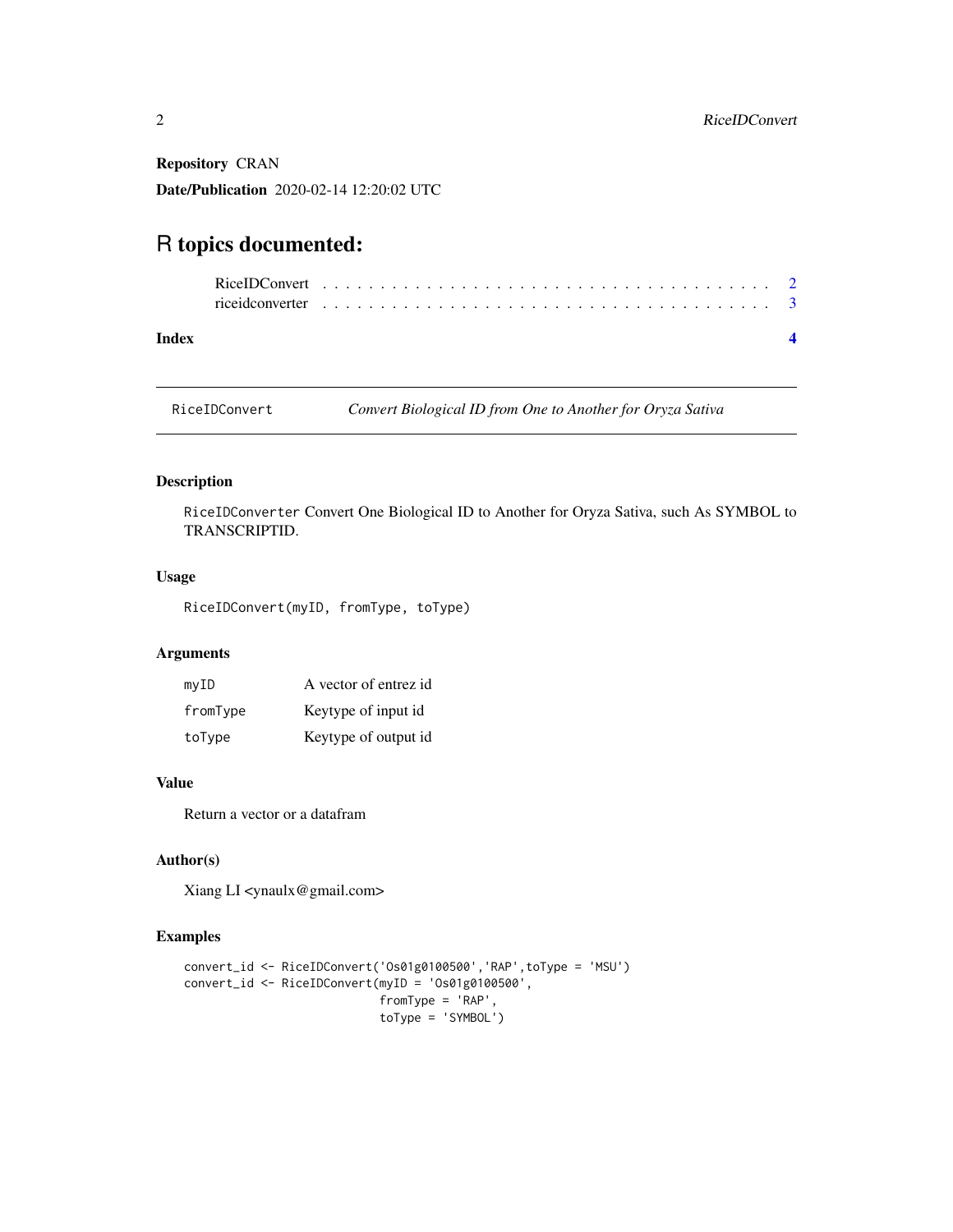**Repository** CRAN

**Date/Publication** 2020-02-14 12:20:02 UTC

# R topics documented:

- RiceIDConvert . . . . . . . . . . . . . . . . . . . . . . . . . . . . . . . . . . . . . 2
- riceidconverter . . . . . . . . . . . . . . . . . . . . . . . . . . . . . . . . . . . . 3

**Index** **4**

---

## RiceIDConvert — *Convert Biological ID from One to Another for Oryza Sativa*

### Description

RiceIDConverter Convert One Biological ID to Another for Oryza Sativa, such As SYMBOL to TRANSCRIPTID.

### Usage

```
RiceIDConvert(myID, fromType, toType)
```

### Arguments

| | |
|---|---|
| myID | A vector of entrez id |
| fromType | Keytype of input id |
| toType | Keytype of output id |

### Value

Return a vector or a datafram

### Author(s)

Xiang LI <ynaulx@gmail.com>

### Examples

```
convert_id <- RiceIDConvert('Os01g0100500','RAP',toType = 'MSU')
convert_id <- RiceIDConvert(myID = 'Os01g0100500',
                            fromType = 'RAP',
                            toType = 'SYMBOL')
```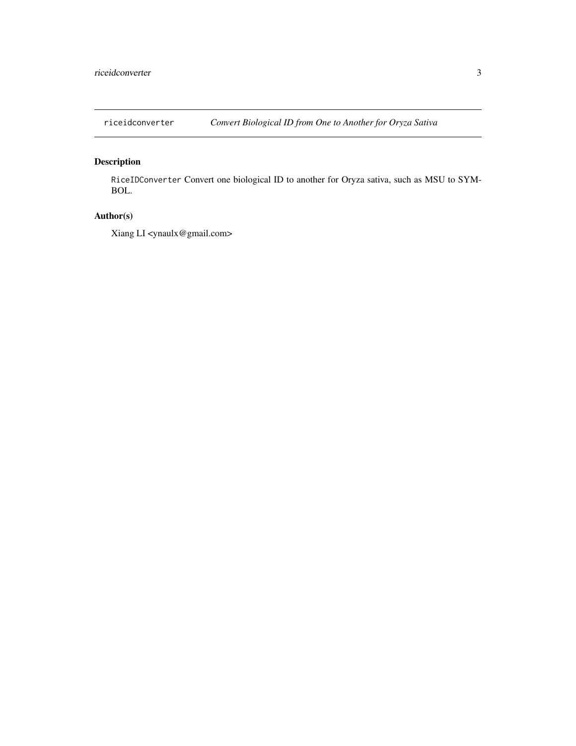riceidconverter *Convert Biological ID from One to Another for Oryza Sativa*

## Description

`RiceIDConverter` Convert one biological ID to another for Oryza sativa, such as MSU to SYMBOL.

## Author(s)

Xiang LI <ynaulx@gmail.com>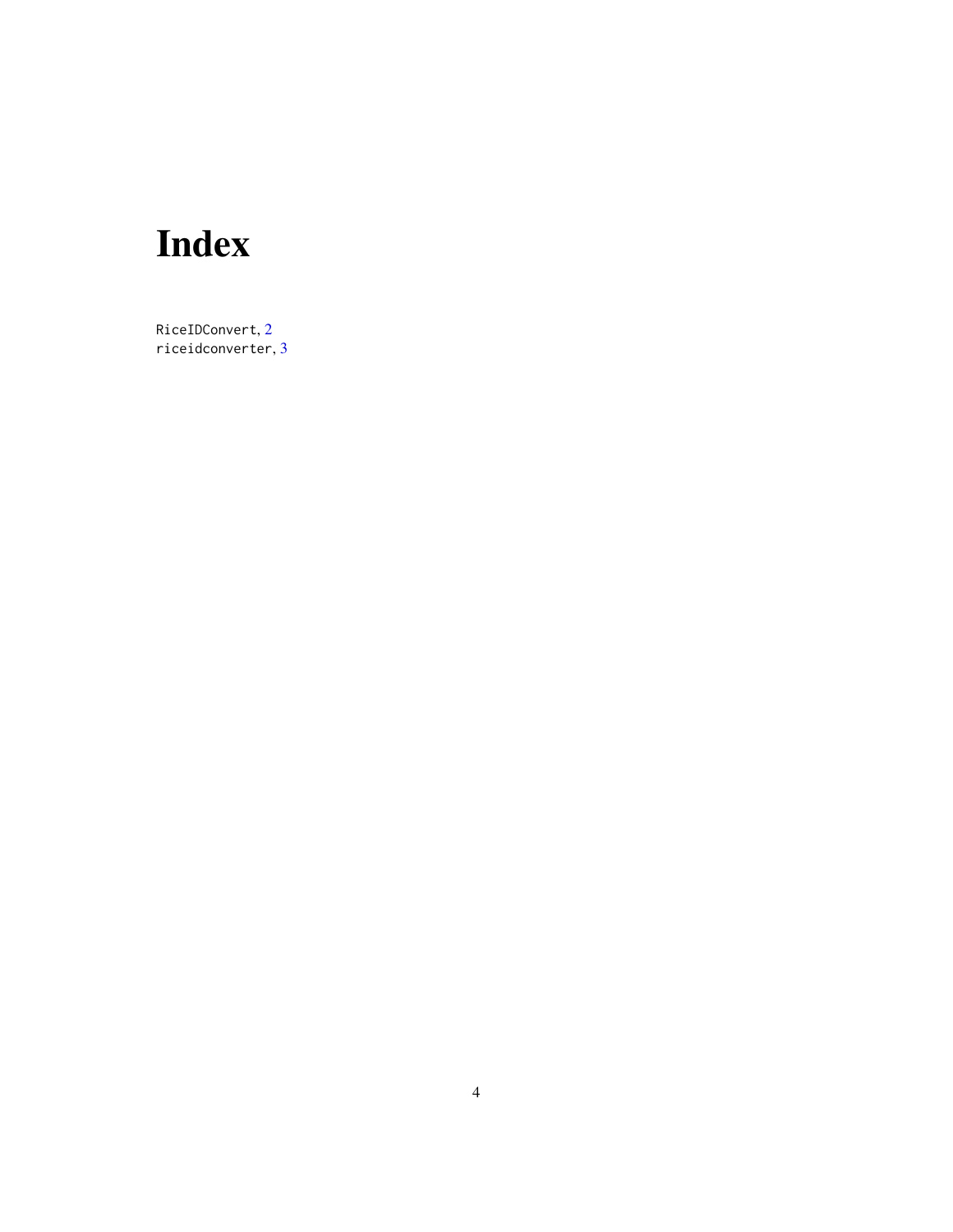# Index

RiceIDConvert, 2
riceidconverter, 3